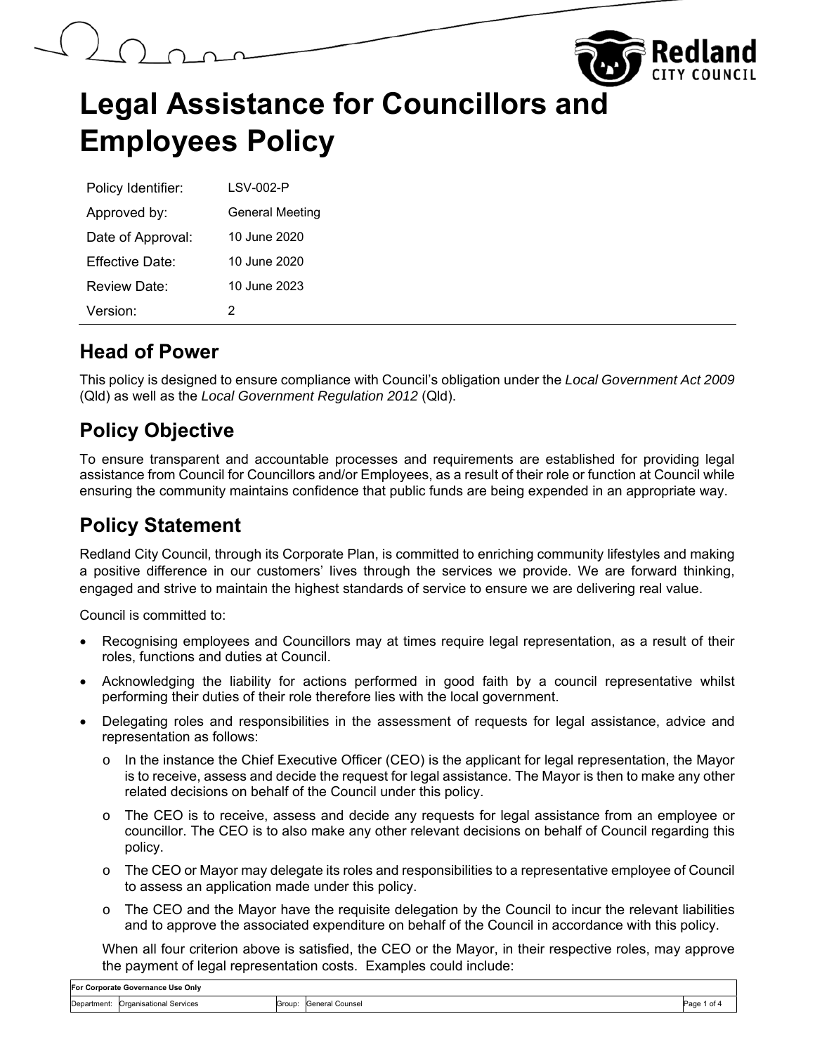# Legal Assistance for Councillors and Employees Policy

| Policy Identifier: | LSV-002-P |
|---|---|
| Approved by: | General Meeting |
| Date of Approval: | 10 June 2020 |
| Effective Date: | 10 June 2020 |
| Review Date: | 10 June 2023 |
| Version: | 2 |

## Head of Power

This policy is designed to ensure compliance with Council's obligation under the *Local Government Act 2009* (Qld) as well as the *Local Government Regulation 2012* (Qld).

## Policy Objective

To ensure transparent and accountable processes and requirements are established for providing legal assistance from Council for Councillors and/or Employees, as a result of their role or function at Council while ensuring the community maintains confidence that public funds are being expended in an appropriate way.

## Policy Statement

Redland City Council, through its Corporate Plan, is committed to enriching community lifestyles and making a positive difference in our customers' lives through the services we provide. We are forward thinking, engaged and strive to maintain the highest standards of service to ensure we are delivering real value.

Council is committed to:

- Recognising employees and Councillors may at times require legal representation, as a result of their roles, functions and duties at Council.
- Acknowledging the liability for actions performed in good faith by a council representative whilst performing their duties of their role therefore lies with the local government.
- Delegating roles and responsibilities in the assessment of requests for legal assistance, advice and representation as follows:
  - In the instance the Chief Executive Officer (CEO) is the applicant for legal representation, the Mayor is to receive, assess and decide the request for legal assistance. The Mayor is then to make any other related decisions on behalf of the Council under this policy.
  - The CEO is to receive, assess and decide any requests for legal assistance from an employee or councillor. The CEO is to also make any other relevant decisions on behalf of Council regarding this policy.
  - The CEO or Mayor may delegate its roles and responsibilities to a representative employee of Council to assess an application made under this policy.
  - The CEO and the Mayor have the requisite delegation by the Council to incur the relevant liabilities and to approve the associated expenditure on behalf of the Council in accordance with this policy.

  When all four criterion above is satisfied, the CEO or the Mayor, in their respective roles, may approve the payment of legal representation costs. Examples could include: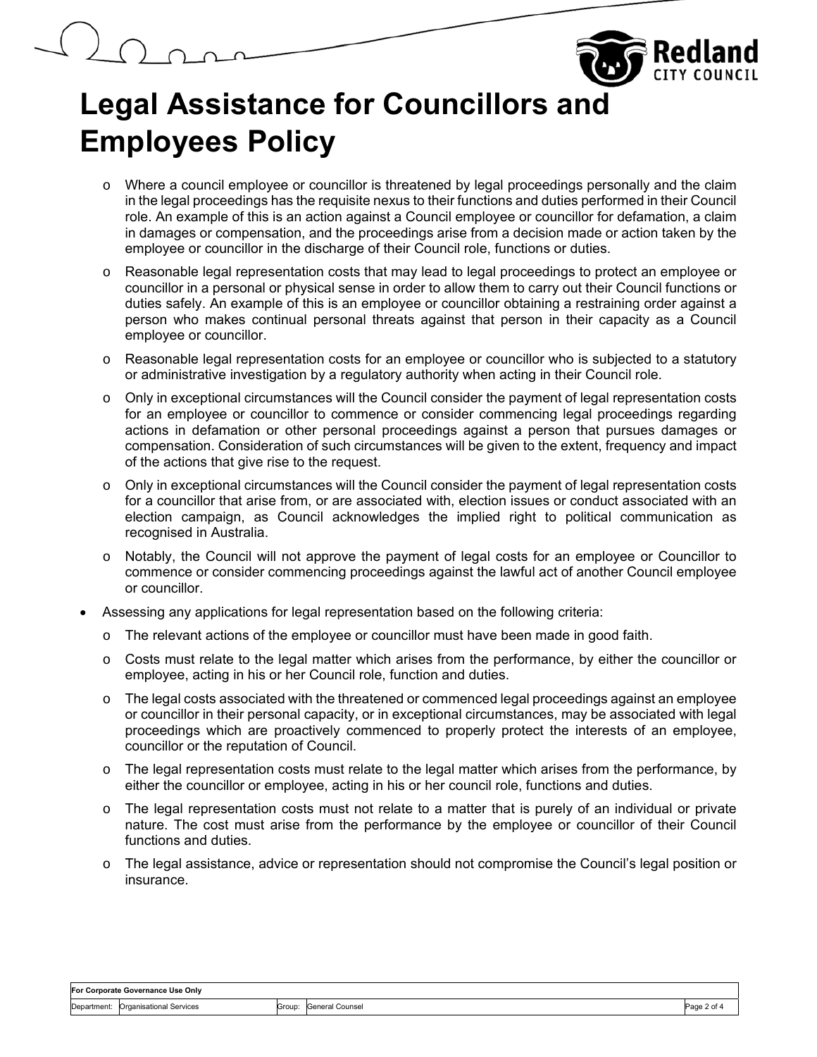# Legal Assistance for Councillors and Employees Policy

- Where a council employee or councillor is threatened by legal proceedings personally and the claim in the legal proceedings has the requisite nexus to their functions and duties performed in their Council role. An example of this is an action against a Council employee or councillor for defamation, a claim in damages or compensation, and the proceedings arise from a decision made or action taken by the employee or councillor in the discharge of their Council role, functions or duties.
- Reasonable legal representation costs that may lead to legal proceedings to protect an employee or councillor in a personal or physical sense in order to allow them to carry out their Council functions or duties safely. An example of this is an employee or councillor obtaining a restraining order against a person who makes continual personal threats against that person in their capacity as a Council employee or councillor.
- Reasonable legal representation costs for an employee or councillor who is subjected to a statutory or administrative investigation by a regulatory authority when acting in their Council role.
- Only in exceptional circumstances will the Council consider the payment of legal representation costs for an employee or councillor to commence or consider commencing legal proceedings regarding actions in defamation or other personal proceedings against a person that pursues damages or compensation. Consideration of such circumstances will be given to the extent, frequency and impact of the actions that give rise to the request.
- Only in exceptional circumstances will the Council consider the payment of legal representation costs for a councillor that arise from, or are associated with, election issues or conduct associated with an election campaign, as Council acknowledges the implied right to political communication as recognised in Australia.
- Notably, the Council will not approve the payment of legal costs for an employee or Councillor to commence or consider commencing proceedings against the lawful act of another Council employee or councillor.

- Assessing any applications for legal representation based on the following criteria:
  - The relevant actions of the employee or councillor must have been made in good faith.
  - Costs must relate to the legal matter which arises from the performance, by either the councillor or employee, acting in his or her Council role, function and duties.
  - The legal costs associated with the threatened or commenced legal proceedings against an employee or councillor in their personal capacity, or in exceptional circumstances, may be associated with legal proceedings which are proactively commenced to properly protect the interests of an employee, councillor or the reputation of Council.
  - The legal representation costs must relate to the legal matter which arises from the performance, by either the councillor or employee, acting in his or her council role, functions and duties.
  - The legal representation costs must not relate to a matter that is purely of an individual or private nature. The cost must arise from the performance by the employee or councillor of their Council functions and duties.
  - The legal assistance, advice or representation should not compromise the Council's legal position or insurance.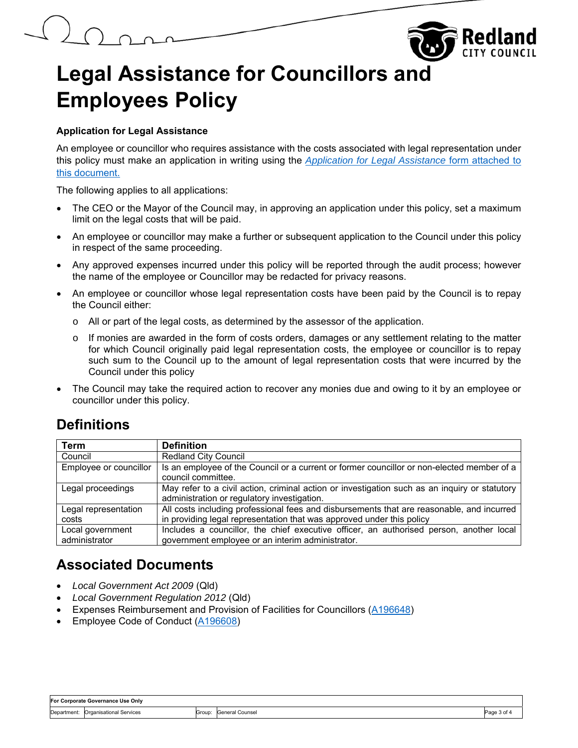# Legal Assistance for Councillors and Employees Policy

**Application for Legal Assistance**

An employee or councillor who requires assistance with the costs associated with legal representation under this policy must make an application in writing using the *Application for Legal Assistance* form attached to this document.

The following applies to all applications:

- The CEO or the Mayor of the Council may, in approving an application under this policy, set a maximum limit on the legal costs that will be paid.
- An employee or councillor may make a further or subsequent application to the Council under this policy in respect of the same proceeding.
- Any approved expenses incurred under this policy will be reported through the audit process; however the name of the employee or Councillor may be redacted for privacy reasons.
- An employee or councillor whose legal representation costs have been paid by the Council is to repay the Council either:
  - All or part of the legal costs, as determined by the assessor of the application.
  - If monies are awarded in the form of costs orders, damages or any settlement relating to the matter for which Council originally paid legal representation costs, the employee or councillor is to repay such sum to the Council up to the amount of legal representation costs that were incurred by the Council under this policy
- The Council may take the required action to recover any monies due and owing to it by an employee or councillor under this policy.

## Definitions

| Term | Definition |
|---|---|
| Council | Redland City Council |
| Employee or councillor | Is an employee of the Council or a current or former councillor or non-elected member of a council committee. |
| Legal proceedings | May refer to a civil action, criminal action or investigation such as an inquiry or statutory administration or regulatory investigation. |
| Legal representation costs | All costs including professional fees and disbursements that are reasonable, and incurred in providing legal representation that was approved under this policy |
| Local government administrator | Includes a councillor, the chief executive officer, an authorised person, another local government employee or an interim administrator. |

## Associated Documents

- *Local Government Act 2009* (Qld)
- *Local Government Regulation 2012* (Qld)
- Expenses Reimbursement and Provision of Facilities for Councillors (A196648)
- Employee Code of Conduct (A196608)

| For Corporate Governance Use Only | | | |
|---|---|---|---|
| Department: Organisational Services | Group: General Counsel | | |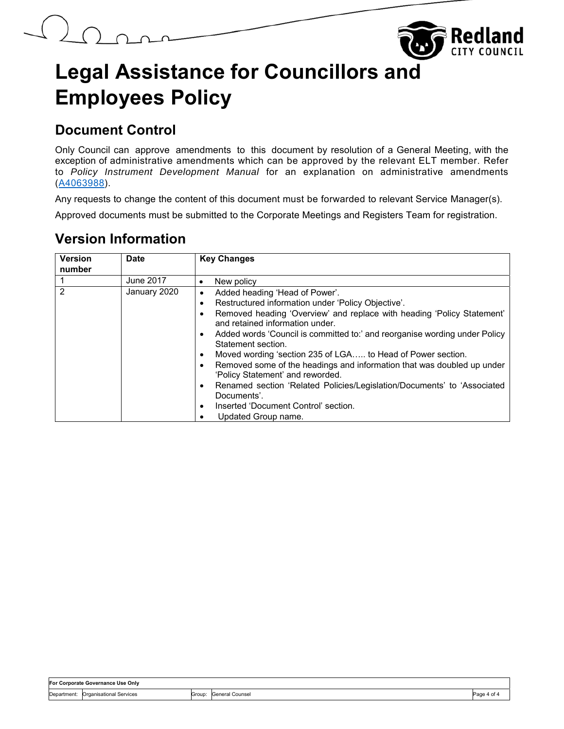# Legal Assistance for Councillors and Employees Policy

## Document Control

Only Council can approve amendments to this document by resolution of a General Meeting, with the exception of administrative amendments which can be approved by the relevant ELT member. Refer to *Policy Instrument Development Manual* for an explanation on administrative amendments (A4063988).

Any requests to change the content of this document must be forwarded to relevant Service Manager(s).

Approved documents must be submitted to the Corporate Meetings and Registers Team for registration.

## Version Information

| Version number | Date | Key Changes |
|---|---|---|
| 1 | June 2017 | • New policy |
| 2 | January 2020 | • Added heading 'Head of Power'.<br>• Restructured information under 'Policy Objective'.<br>• Removed heading 'Overview' and replace with heading 'Policy Statement' and retained information under.<br>• Added words 'Council is committed to:' and reorganise wording under Policy Statement section.<br>• Moved wording 'section 235 of LGA….. to Head of Power section.<br>• Removed some of the headings and information that was doubled up under 'Policy Statement' and reworded.<br>• Renamed section 'Related Policies/Legislation/Documents' to 'Associated Documents'.<br>• Inserted 'Document Control' section.<br>• Updated Group name. |

| For Corporate Governance Use Only | | | |
|---|---|---|---|
| Department: Organisational Services | Group: General Counsel | | |